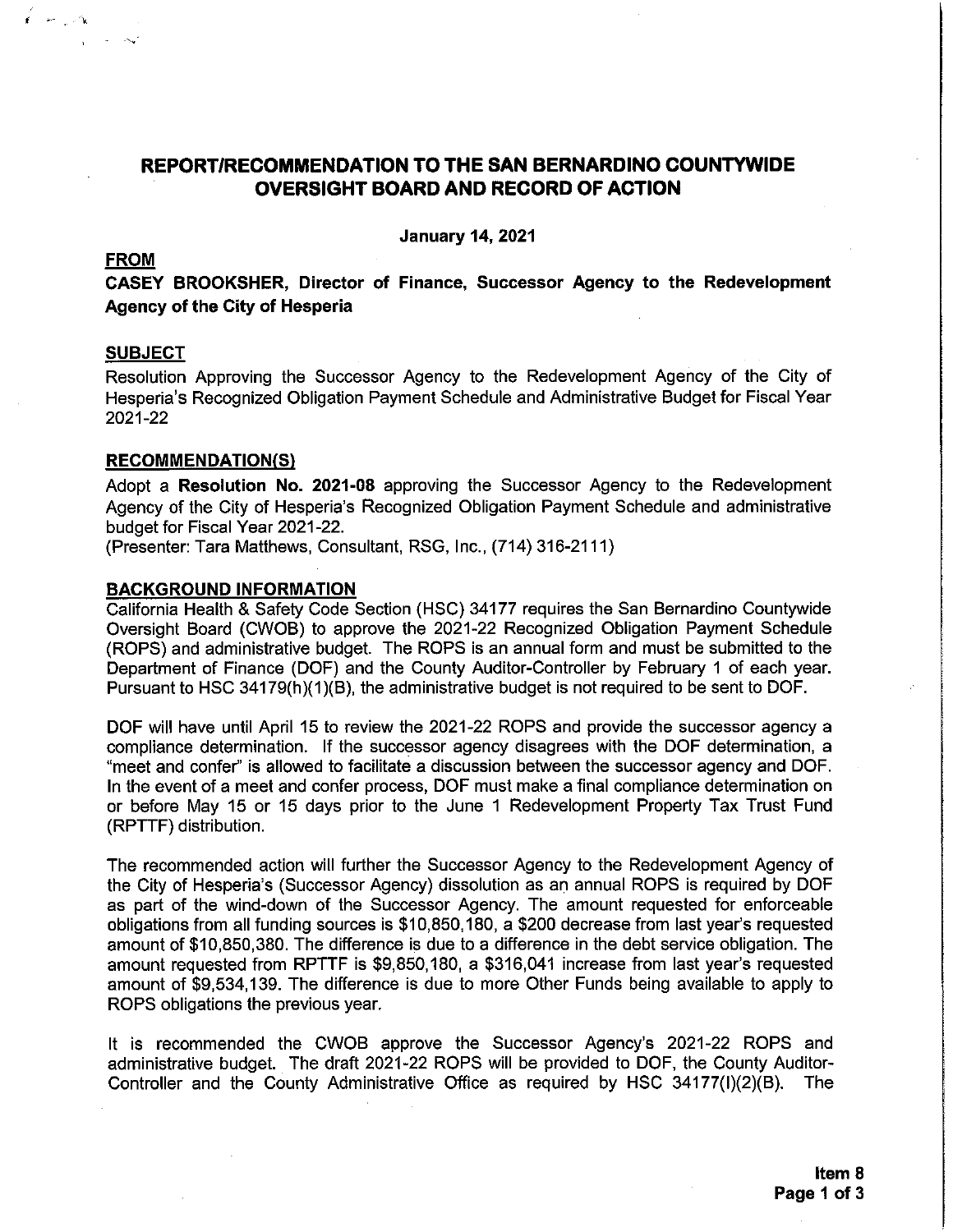# REPORT/RECOMMENDATION TO THE SAN BERNARDINO COUNTYWIDE OVERSIGHT BOARD AND RECORD OF ACTION

**January 14, 2021**

## FROM

**CASEY BROOKSHER, Director of Finance, Successor Agency to the Redevelopment Agency of the City of Hesperia**

## SUBJECT

Resolution Approving the Successor Agency to the Redevelopment Agency of the City of Hesperia's Recognized Obligation Payment Schedule and Administrative Budget for Fiscal Year 2021-22

## RECOMMENDATION(S)

Adopt a **Resolution No. 2021-08** approving the Successor Agency to the Redevelopment Agency of the City of Hesperia's Recognized Obligation Payment Schedule and administrative budget for Fiscal Year 2021-22.
(Presenter: Tara Matthews, Consultant, RSG, Inc., (714) 316-2111)

## BACKGROUND INFORMATION

California Health & Safety Code Section (HSC) 34177 requires the San Bernardino Countywide Oversight Board (CWOB) to approve the 2021-22 Recognized Obligation Payment Schedule (ROPS) and administrative budget. The ROPS is an annual form and must be submitted to the Department of Finance (DOF) and the County Auditor-Controller by February 1 of each year. Pursuant to HSC 34179(h)(1)(B), the administrative budget is not required to be sent to DOF.

DOF will have until April 15 to review the 2021-22 ROPS and provide the successor agency a compliance determination. If the successor agency disagrees with the DOF determination, a "meet and confer" is allowed to facilitate a discussion between the successor agency and DOF. In the event of a meet and confer process, DOF must make a final compliance determination on or before May 15 or 15 days prior to the June 1 Redevelopment Property Tax Trust Fund (RPTTF) distribution.

The recommended action will further the Successor Agency to the Redevelopment Agency of the City of Hesperia's (Successor Agency) dissolution as an annual ROPS is required by DOF as part of the wind-down of the Successor Agency. The amount requested for enforceable obligations from all funding sources is $10,850,180, a $200 decrease from last year's requested amount of $10,850,380. The difference is due to a difference in the debt service obligation. The amount requested from RPTTF is $9,850,180, a $316,041 increase from last year's requested amount of $9,534,139. The difference is due to more Other Funds being available to apply to ROPS obligations the previous year.

It is recommended the CWOB approve the Successor Agency's 2021-22 ROPS and administrative budget. The draft 2021-22 ROPS will be provided to DOF, the County Auditor-Controller and the County Administrative Office as required by HSC 34177(l)(2)(B). The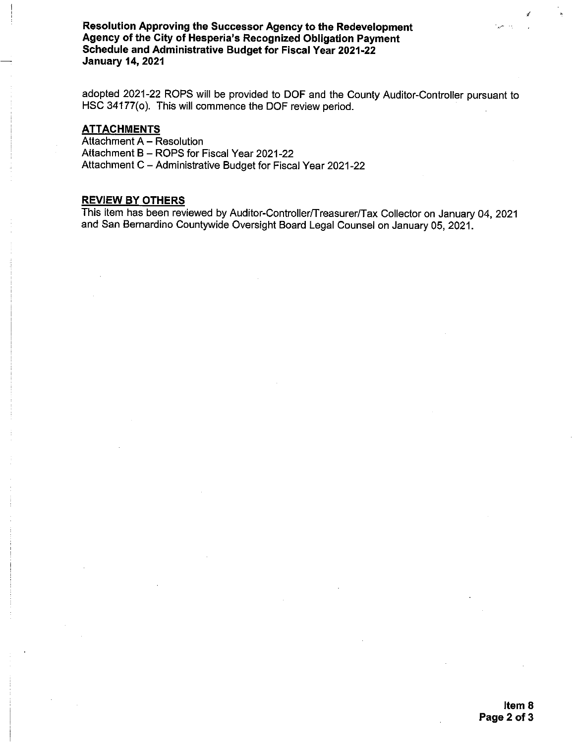adopted 2021-22 ROPS will be provided to DOF and the County Auditor-Controller pursuant to HSC 34177(o). This will commence the DOF review period.

## ATTACHMENTS

Attachment A – Resolution
Attachment B – ROPS for Fiscal Year 2021-22
Attachment C – Administrative Budget for Fiscal Year 2021-22

## REVIEW BY OTHERS

This item has been reviewed by Auditor-Controller/Treasurer/Tax Collector on January 04, 2021 and San Bernardino Countywide Oversight Board Legal Counsel on January 05, 2021.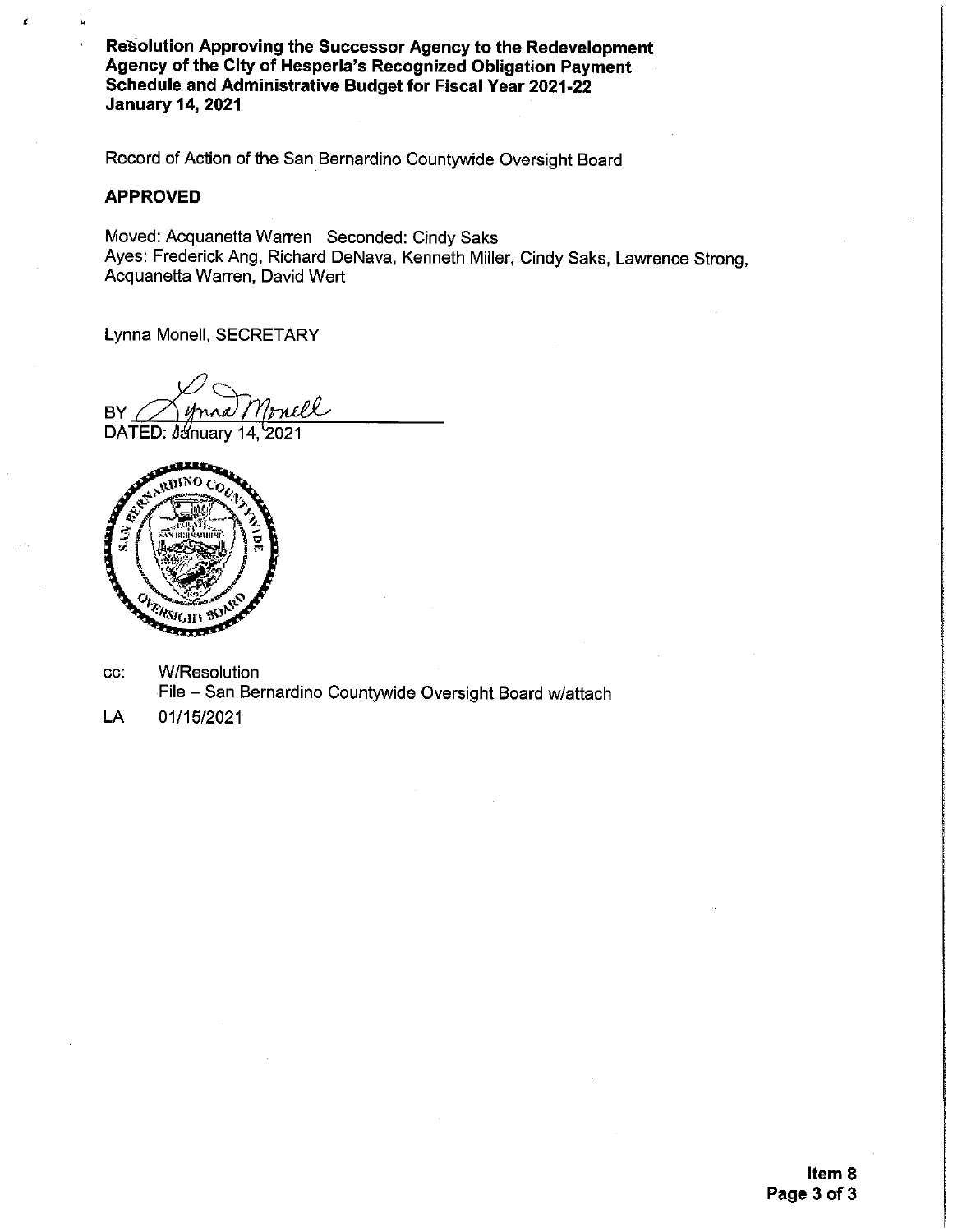**Resolution Approving the Successor Agency to the Redevelopment Agency of the City of Hesperia's Recognized Obligation Payment Schedule and Administrative Budget for Fiscal Year 2021-22**
**January 14, 2021**

Record of Action of the San Bernardino Countywide Oversight Board

**APPROVED**

Moved: Acquanetta Warren Seconded: Cindy Saks
Ayes: Frederick Ang, Richard DeNava, Kenneth Miller, Cindy Saks, Lawrence Strong, Acquanetta Warren, David Wert

Lynna Monell, SECRETARY

BY Lynna Monell

DATED: January 14, 2021

cc: W/Resolution
File – San Bernardino Countywide Oversight Board w/attach

LA 01/15/2021

**Item 8**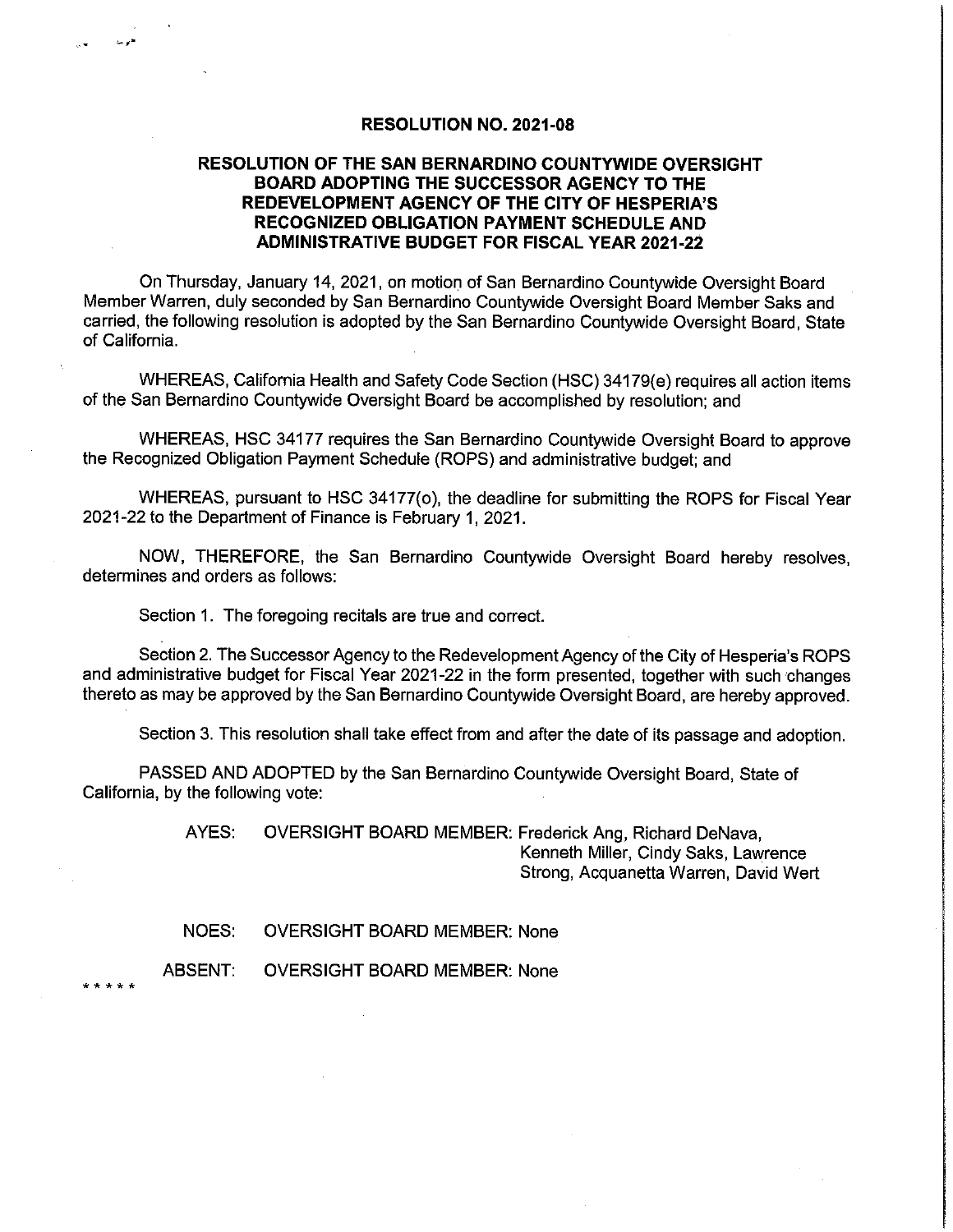# RESOLUTION NO. 2021-08

## RESOLUTION OF THE SAN BERNARDINO COUNTYWIDE OVERSIGHT BOARD ADOPTING THE SUCCESSOR AGENCY TO THE REDEVELOPMENT AGENCY OF THE CITY OF HESPERIA'S RECOGNIZED OBLIGATION PAYMENT SCHEDULE AND ADMINISTRATIVE BUDGET FOR FISCAL YEAR 2021-22

On Thursday, January 14, 2021, on motion of San Bernardino Countywide Oversight Board Member Warren, duly seconded by San Bernardino Countywide Oversight Board Member Saks and carried, the following resolution is adopted by the San Bernardino Countywide Oversight Board, State of California.

WHEREAS, California Health and Safety Code Section (HSC) 34179(e) requires all action items of the San Bernardino Countywide Oversight Board be accomplished by resolution; and

WHEREAS, HSC 34177 requires the San Bernardino Countywide Oversight Board to approve the Recognized Obligation Payment Schedule (ROPS) and administrative budget; and

WHEREAS, pursuant to HSC 34177(o), the deadline for submitting the ROPS for Fiscal Year 2021-22 to the Department of Finance is February 1, 2021.

NOW, THEREFORE, the San Bernardino Countywide Oversight Board hereby resolves, determines and orders as follows:

Section 1. The foregoing recitals are true and correct.

Section 2. The Successor Agency to the Redevelopment Agency of the City of Hesperia's ROPS and administrative budget for Fiscal Year 2021-22 in the form presented, together with such changes thereto as may be approved by the San Bernardino Countywide Oversight Board, are hereby approved.

Section 3. This resolution shall take effect from and after the date of its passage and adoption.

PASSED AND ADOPTED by the San Bernardino Countywide Oversight Board, State of California, by the following vote:

AYES: OVERSIGHT BOARD MEMBER: Frederick Ang, Richard DeNava, Kenneth Miller, Cindy Saks, Lawrence Strong, Acquanetta Warren, David Wert

NOES: OVERSIGHT BOARD MEMBER: None

ABSENT: OVERSIGHT BOARD MEMBER: None

\* \* \* \* \*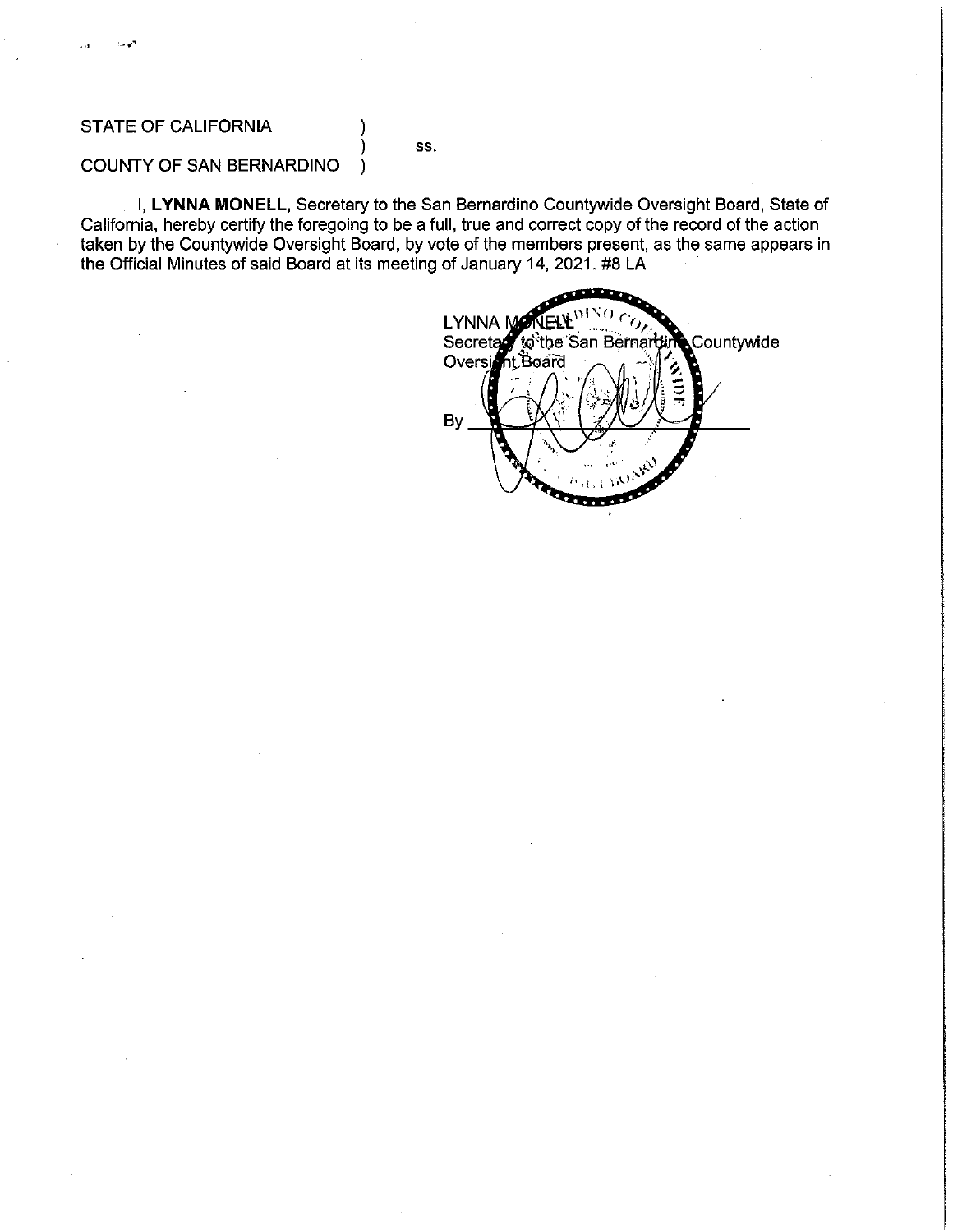STATE OF CALIFORNIA )
 ) ss.
COUNTY OF SAN BERNARDINO )

I, **LYNNA MONELL,** Secretary to the San Bernardino Countywide Oversight Board, State of California, hereby certify the foregoing to be a full, true and correct copy of the record of the action taken by the Countywide Oversight Board, by vote of the members present, as the same appears in the Official Minutes of said Board at its meeting of January 14, 2021. #8 LA

LYNNA MONELL
Secretary to the San Bernardino Countywide Oversight Board

By ______________________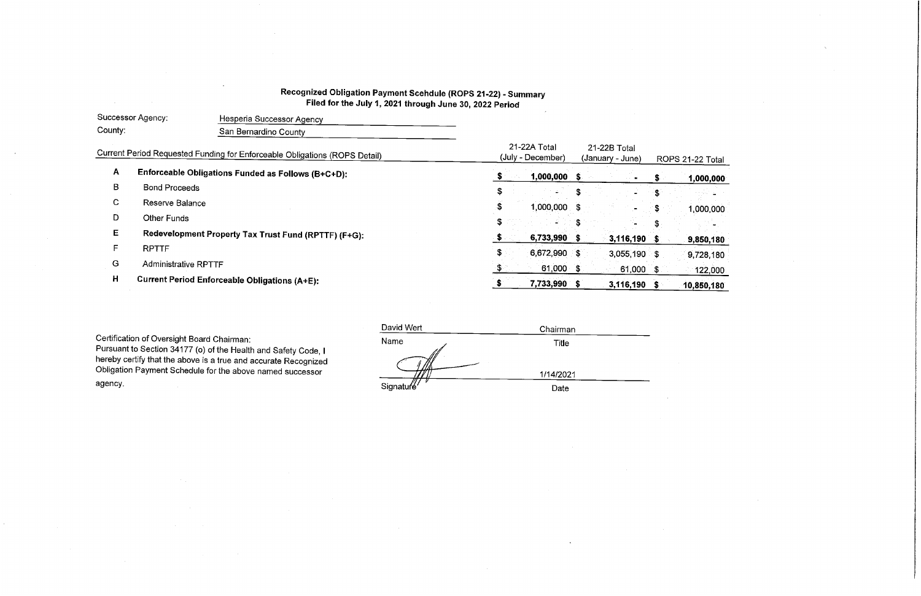**Recognized Obligation Payment Scehdule (ROPS 21-22) - Summary**
**Filed for the July 1, 2021 through June 30, 2022 Period**

Successor Agency: Hesperia Successor Agency
County: San Bernardino County

| | Current Period Requested Funding for Enforceable Obligations (ROPS Detail) | 21-22A Total (July - December) | 21-22B Total (January - June) | ROPS 21-22 Total |
|---|---|---|---|---|
| A | **Enforceable Obligations Funded as Follows (B+C+D):** | **$ 1,000,000** | **$ -** | **$ 1,000,000** |
| B | Bond Proceeds | $ - | $ - | $ - |
| C | Reserve Balance | $ 1,000,000 | $ - | $ 1,000,000 |
| D | Other Funds | $ - | $ - | $ - |
| E | **Redevelopment Property Tax Trust Fund (RPTTF) (F+G):** | **$ 6,733,990** | **$ 3,116,190** | **$ 9,850,180** |
| F | RPTTF | $ 6,672,990 | $ 3,055,190 | $ 9,728,180 |
| G | Administrative RPTTF | $ 61,000 | $ 61,000 | $ 122,000 |
| H | **Current Period Enforceable Obligations (A+E):** | **$ 7,733,990** | **$ 3,116,190** | **$ 10,850,180** |

Certification of Oversight Board Chairman:
Pursuant to Section 34177 (o) of the Health and Safety Code, I hereby certify that the above is a true and accurate Recognized Obligation Payment Schedule for the above named successor agency.

| David Wert | Chairman |
|---|---|
| Name | Title |
| [signature] | 1/14/2021 |
| Signature | Date |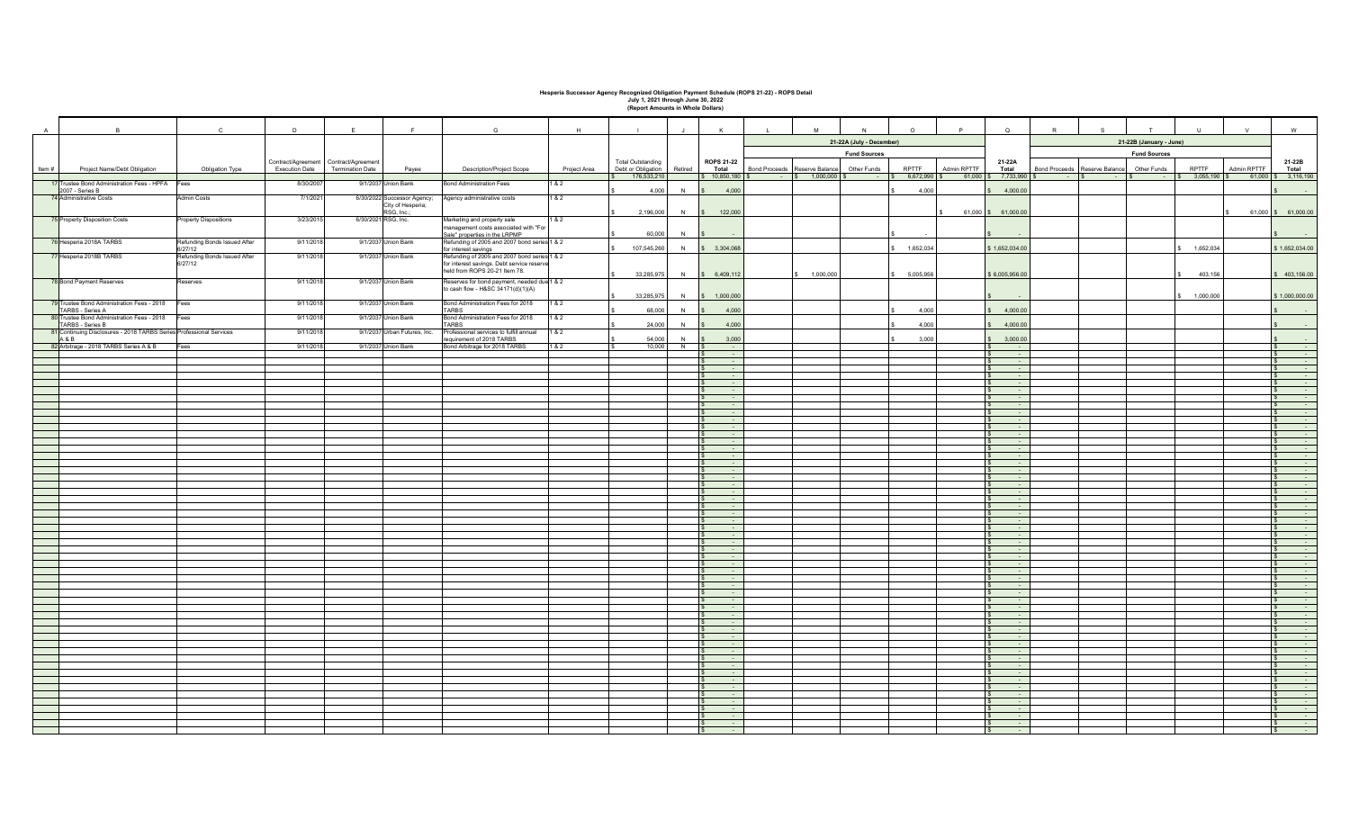# Hesperia Successor Agency Recognized Obligation Payment Schedule (ROPS 21-22) - ROPS Detail

**July 1, 2021 through June 30, 2022**

**(Report Amounts in Whole Dollars)**

| A | B | C | D | E | F | G | H | I | J | K | L | M | N | O | P | Q | R | S | T | U | V | W |
|---|---|---|---|---|---|---|---|---|---|---|---|---|---|---|---|---|---|---|---|---|---|---|
| | | | | | | | | | | | 21-22A (July - December) | | | | | | 21-22B (January - June) | | | | | |
| | | | | | | | | | | | Fund Sources | | | | | | Fund Sources | | | | | |
| Item # | Project Name/Debt Obligation | Obligation Type | Contract/Agreement Execution Date | Contract/Agreement Termination Date | Payee | Description/Project Scope | Project Area | Total Outstanding Debt or Obligation | Retired | ROPS 21-22 Total | Bond Proceeds | Reserve Balance | Other Funds | RPTTF | Admin RPTTF | 21-22A Total | Bond Proceeds | Reserve Balance | Other Funds | RPTTF | Admin RPTTF | 21-22B Total |
| | | | | | | | | $ 176,533,210 | | $ 10,850,180 | $ - | $ 1,000,000 | $ - | $ 6,672,990 | $ 61,000 | $ 7,733,990 | $ - | $ - | $ - | $ 3,055,190 | $ 61,000 | $ 3,116,190 |
| 17 | Trustee Bond Administration Fees - HPFA 2007 - Series B | Fees | 8/30/2007 | 9/1/2037 | Union Bank | Bond Administration Fees | 1 & 2 | $ 4,000 | N | $ 4,000 | | | | $ 4,000 | | $ 4,000.00 | | | | | | $ - |
| 74 | Administrative Costs | Admin Costs | 7/1/2021 | 6/30/2022 | Successor Agency; City of Hesperia; RSG, Inc.; | Agency administrative costs | 1 & 2 | $ 2,196,000 | N | $ 122,000 | | | | | $ 61,000 | $ 61,000.00 | | | | | $ 61,000 | $ 61,000.00 |
| 75 | Property Disposition Costs | Property Dispositions | 3/23/2015 | 6/30/2021 | RSG, Inc. | Marketing and property sale management costs associated with "For Sale" properties in the LRPMP | 1 & 2 | $ 60,000 | N | $ - | | | | $ - | | $ - | | | | | | $ - |
| 76 | Hesperia 2018A TARBS | Refunding Bonds Issued After 6/27/12 | 9/11/2018 | 9/1/2037 | Union Bank | Refunding of 2005 and 2007 bond series for interest savings | 1 & 2 | $ 107,545,260 | N | $ 3,304,068 | | | | $ 1,652,034 | | $ 1,652,034.00 | | | | $ 1,652,034 | | $ 1,652,034.00 |
| 77 | Hesperia 2018B TARBS | Refunding Bonds Issued After 6/27/12 | 9/11/2018 | 9/1/2037 | Union Bank | Refunding of 2005 and 2007 bond series for interest savings. Debt service reserve held from ROPS 20-21 Item 78. | 1 & 2 | $ 33,285,975 | N | $ 6,409,112 | | $ 1,000,000 | | $ 5,005,956 | | $ 6,005,956.00 | | | | $ 403,156 | | $ 403,156.00 |
| 78 | Bond Payment Reserves | Reserves | 9/11/2018 | 9/1/2037 | Union Bank | Reserves for bond payment, needed due to cash flow - H&SC 34171(d)(1)(A) | 1 & 2 | $ 33,285,975 | N | $ 1,000,000 | | | | | | $ - | | | | $ 1,000,000 | | $ 1,000,000.00 |
| 79 | Trustee Bond Administration Fees - 2018 TARBS - Series A | Fees | 9/11/2018 | 9/1/2037 | Union Bank | Bond Administration Fees for 2018 TARBS | 1 & 2 | $ 68,000 | N | $ 4,000 | | | | $ 4,000 | | $ 4,000.00 | | | | | | $ - |
| 80 | Trustee Bond Administration Fees - 2018 TARBS - Series B | Fees | 9/11/2018 | 9/1/2037 | Union Bank | Bond Administration Fees for 2018 TARBS | 1 & 2 | $ 24,000 | N | $ 4,000 | | | | $ 4,000 | | $ 4,000.00 | | | | | | $ - |
| 81 | Continuing Disclosures - 2018 TARBS Series A & B | Professional Services | 9/11/2018 | 9/1/2037 | Urban Futures, Inc. | Professional services to fulfill annual requirement of 2018 TARBS | 1 & 2 | $ 54,000 | N | $ 3,000 | | | | $ 3,000 | | $ 3,000.00 | | | | | | $ - |
| 82 | Arbitrage - 2018 TARBS Series A & B | Fees | 9/11/2018 | 9/1/2037 | Union Bank | Bond Arbitrage for 2018 TARBS | 1 & 2 | $ 10,000 | N | $ - | | | | | | $ - | | | | | | $ - |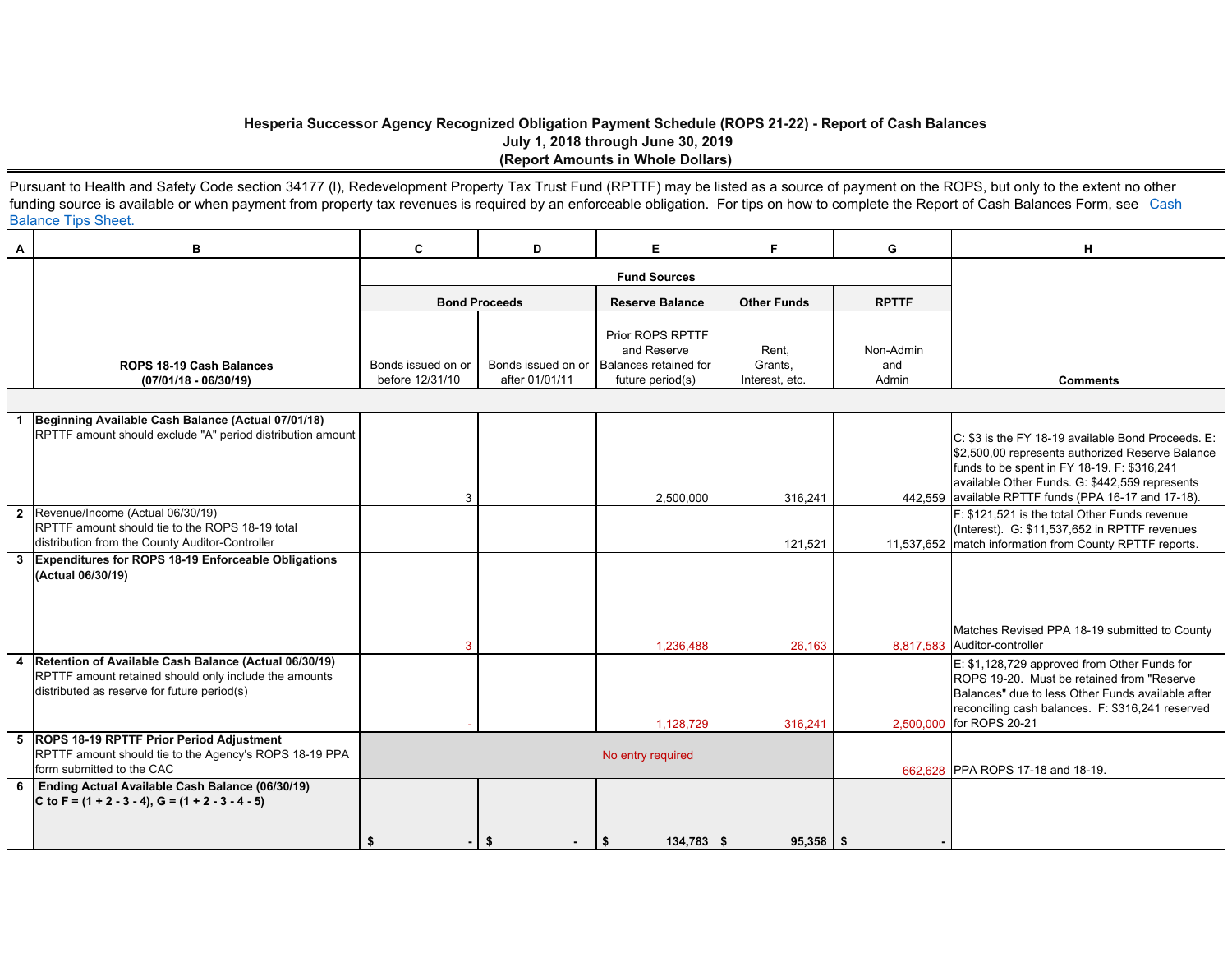# Hesperia Successor Agency Recognized Obligation Payment Schedule (ROPS 21-22) - Report of Cash Balances

**July 1, 2018 through June 30, 2019**

**(Report Amounts in Whole Dollars)**

Pursuant to Health and Safety Code section 34177 (l), Redevelopment Property Tax Trust Fund (RPTTF) may be listed as a source of payment on the ROPS, but only to the extent no other funding source is available or when payment from property tax revenues is required by an enforceable obligation. For tips on how to complete the Report of Cash Balances Form, see Cash Balance Tips Sheet.

| A | B | C | D | E | F | G | H |
|---|---|---|---|---|---|---|---|
| | | **Fund Sources** | | | | | |
| | | **Bond Proceeds** | | **Reserve Balance** | **Other Funds** | **RPTTF** | |
| | **ROPS 18-19 Cash Balances (07/01/18 - 06/30/19)** | Bonds issued on or before 12/31/10 | Bonds issued on or after 01/01/11 | Prior ROPS RPTTF and Reserve Balances retained for future period(s) | Rent, Grants, Interest, etc. | Non-Admin and Admin | **Comments** |
| 1 | **Beginning Available Cash Balance (Actual 07/01/18)** RPTTF amount should exclude "A" period distribution amount | 3 | | 2,500,000 | 316,241 | 442,559 | C: $3 is the FY 18-19 available Bond Proceeds. E: $2,500,00 represents authorized Reserve Balance funds to be spent in FY 18-19. F: $316,241 available Other Funds. G: $442,559 represents available RPTTF funds (PPA 16-17 and 17-18). |
| 2 | Revenue/Income (Actual 06/30/19) RPTTF amount should tie to the ROPS 18-19 total distribution from the County Auditor-Controller | | | | 121,521 | 11,537,652 | F: $121,521 is the total Other Funds revenue (Interest). G: $11,537,652 in RPTTF revenues match information from County RPTTF reports. |
| 3 | **Expenditures for ROPS 18-19 Enforceable Obligations (Actual 06/30/19)** | 3 | | 1,236,488 | 26,163 | 8,817,583 | Matches Revised PPA 18-19 submitted to County Auditor-controller |
| 4 | **Retention of Available Cash Balance (Actual 06/30/19)** RPTTF amount retained should only include the amounts distributed as reserve for future period(s) | - | | 1,128,729 | 316,241 | 2,500,000 | E: $1,128,729 approved from Other Funds for ROPS 19-20. Must be retained from "Reserve Balances" due to less Other Funds available after reconciling cash balances. F: $316,241 reserved for ROPS 20-21 |
| 5 | **ROPS 18-19 RPTTF Prior Period Adjustment** RPTTF amount should tie to the Agency's ROPS 18-19 PPA form submitted to the CAC | No entry required | | | | 662,628 | PPA ROPS 17-18 and 18-19. |
| 6 | **Ending Actual Available Cash Balance (06/30/19) C to F = (1 + 2 - 3 - 4), G = (1 + 2 - 3 - 4 - 5)** | $ - | $ - | $ 134,783 | $ 95,358 | $ - | |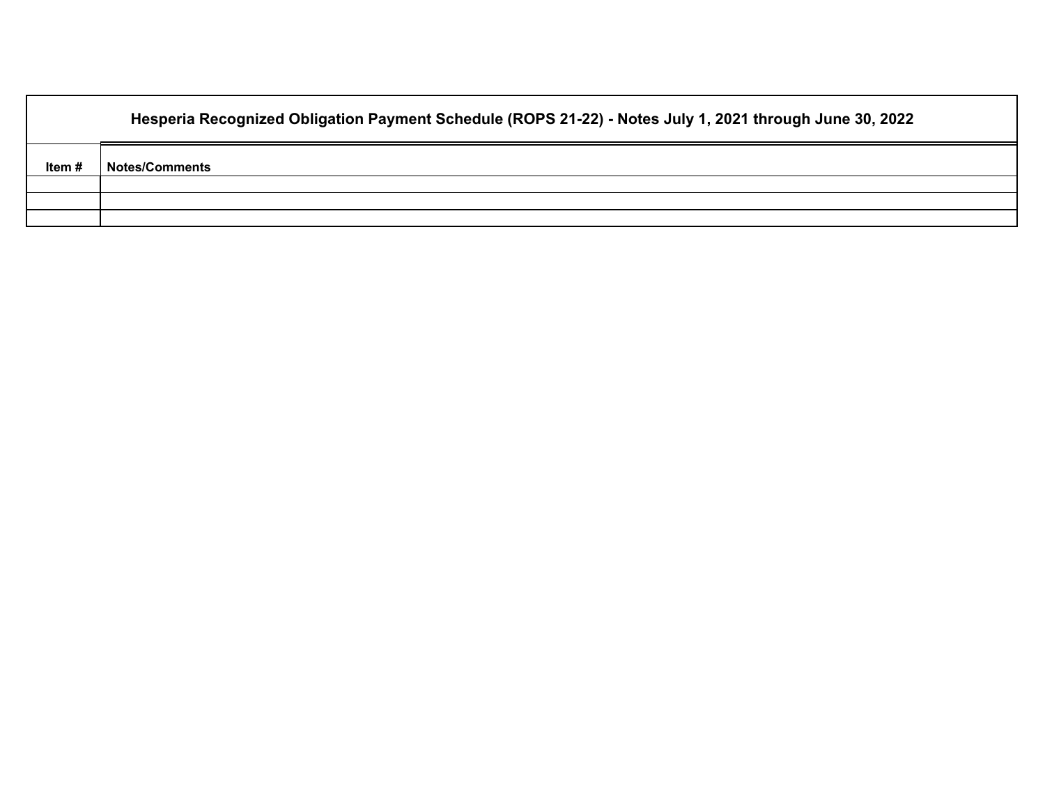## Hesperia Recognized Obligation Payment Schedule (ROPS 21-22) - Notes July 1, 2021 through June 30, 2022

| Item # | Notes/Comments |
| --- | --- |
| | |
| | |
| | |